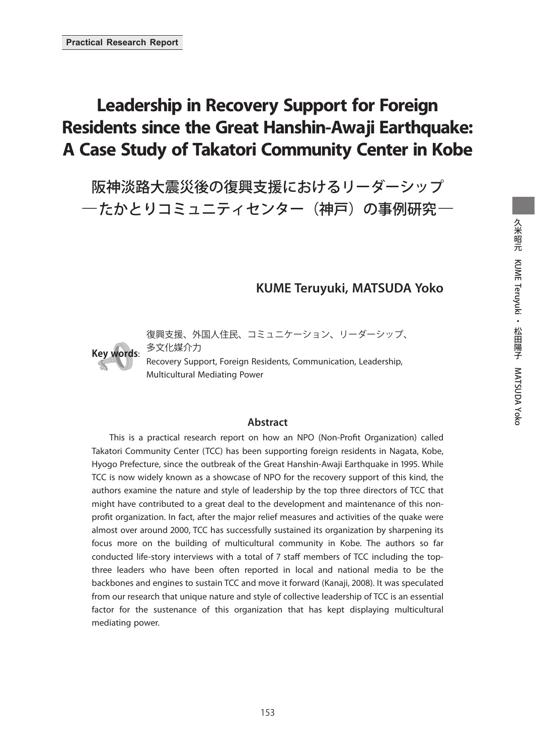**Practical Research Report**

# Leadership in Recovery Support for Foreign Residents since the Great Hanshin-Awaji Earthquake: A Case Study of Takatori Community Center in Kobe

## 阪神淡路大震災後の復興支援におけるリーダーシップ
## ―たかとりコミュニティセンター（神戸）の事例研究―

**KUME Teruyuki, MATSUDA Yoko**

**Key words**: 復興支援、外国人住民、コミュニケーション、リーダーシップ、多文化媒介力
Recovery Support, Foreign Residents, Communication, Leadership, Multicultural Mediating Power

### Abstract

This is a practical research report on how an NPO (Non-Profit Organization) called Takatori Community Center (TCC) has been supporting foreign residents in Nagata, Kobe, Hyogo Prefecture, since the outbreak of the Great Hanshin-Awaji Earthquake in 1995. While TCC is now widely known as a showcase of NPO for the recovery support of this kind, the authors examine the nature and style of leadership by the top three directors of TCC that might have contributed to a great deal to the development and maintenance of this non-profit organization. In fact, after the major relief measures and activities of the quake were almost over around 2000, TCC has successfully sustained its organization by sharpening its focus more on the building of multicultural community in Kobe. The authors so far conducted life-story interviews with a total of 7 staff members of TCC including the top-three leaders who have been often reported in local and national media to be the backbones and engines to sustain TCC and move it forward (Kanaji, 2008). It was speculated from our research that unique nature and style of collective leadership of TCC is an essential factor for the sustenance of this organization that has kept displaying multicultural mediating power.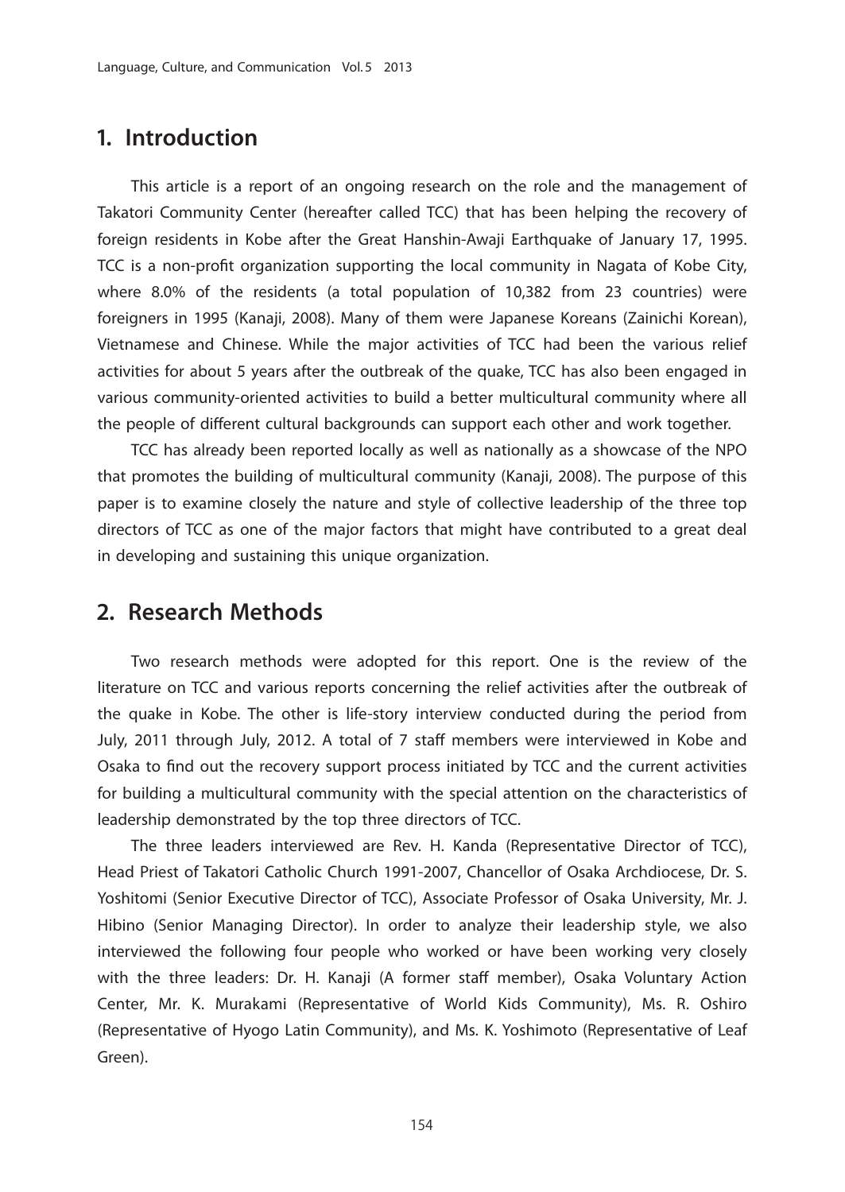## 1. Introduction

This article is a report of an ongoing research on the role and the management of Takatori Community Center (hereafter called TCC) that has been helping the recovery of foreign residents in Kobe after the Great Hanshin-Awaji Earthquake of January 17, 1995. TCC is a non-profit organization supporting the local community in Nagata of Kobe City, where 8.0% of the residents (a total population of 10,382 from 23 countries) were foreigners in 1995 (Kanaji, 2008). Many of them were Japanese Koreans (Zainichi Korean), Vietnamese and Chinese. While the major activities of TCC had been the various relief activities for about 5 years after the outbreak of the quake, TCC has also been engaged in various community-oriented activities to build a better multicultural community where all the people of different cultural backgrounds can support each other and work together.

TCC has already been reported locally as well as nationally as a showcase of the NPO that promotes the building of multicultural community (Kanaji, 2008). The purpose of this paper is to examine closely the nature and style of collective leadership of the three top directors of TCC as one of the major factors that might have contributed to a great deal in developing and sustaining this unique organization.

## 2. Research Methods

Two research methods were adopted for this report. One is the review of the literature on TCC and various reports concerning the relief activities after the outbreak of the quake in Kobe. The other is life-story interview conducted during the period from July, 2011 through July, 2012. A total of 7 staff members were interviewed in Kobe and Osaka to find out the recovery support process initiated by TCC and the current activities for building a multicultural community with the special attention on the characteristics of leadership demonstrated by the top three directors of TCC.

The three leaders interviewed are Rev. H. Kanda (Representative Director of TCC), Head Priest of Takatori Catholic Church 1991-2007, Chancellor of Osaka Archdiocese, Dr. S. Yoshitomi (Senior Executive Director of TCC), Associate Professor of Osaka University, Mr. J. Hibino (Senior Managing Director). In order to analyze their leadership style, we also interviewed the following four people who worked or have been working very closely with the three leaders: Dr. H. Kanaji (A former staff member), Osaka Voluntary Action Center, Mr. K. Murakami (Representative of World Kids Community), Ms. R. Oshiro (Representative of Hyogo Latin Community), and Ms. K. Yoshimoto (Representative of Leaf Green).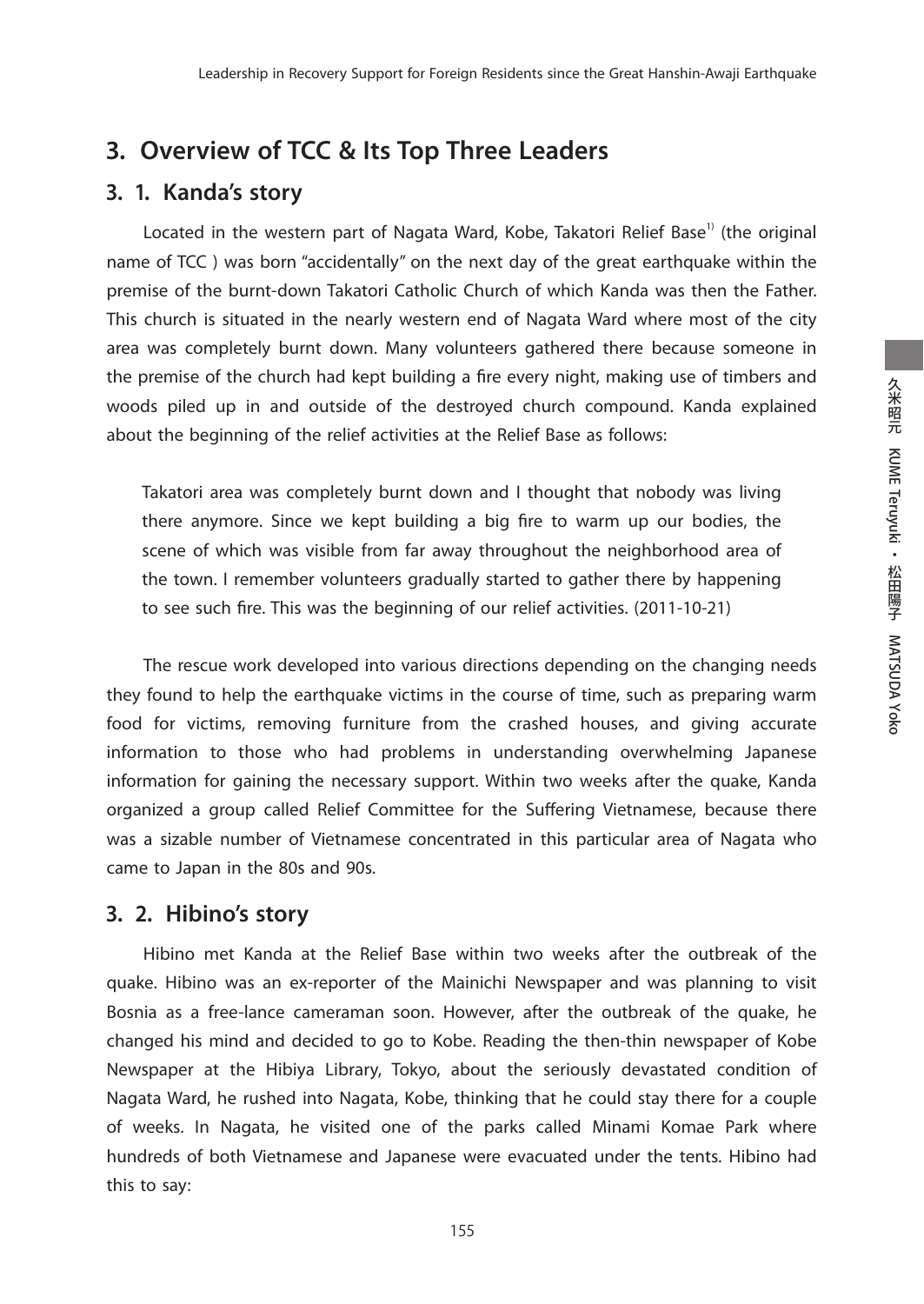## 3. Overview of TCC & Its Top Three Leaders

### 3. 1. Kanda's story

Located in the western part of Nagata Ward, Kobe, Takatori Relief Base[1] (the original name of TCC ) was born "accidentally" on the next day of the great earthquake within the premise of the burnt-down Takatori Catholic Church of which Kanda was then the Father. This church is situated in the nearly western end of Nagata Ward where most of the city area was completely burnt down. Many volunteers gathered there because someone in the premise of the church had kept building a fire every night, making use of timbers and woods piled up in and outside of the destroyed church compound. Kanda explained about the beginning of the relief activities at the Relief Base as follows:

> Takatori area was completely burnt down and I thought that nobody was living there anymore. Since we kept building a big fire to warm up our bodies, the scene of which was visible from far away throughout the neighborhood area of the town. I remember volunteers gradually started to gather there by happening to see such fire. This was the beginning of our relief activities. (2011-10-21)

The rescue work developed into various directions depending on the changing needs they found to help the earthquake victims in the course of time, such as preparing warm food for victims, removing furniture from the crashed houses, and giving accurate information to those who had problems in understanding overwhelming Japanese information for gaining the necessary support. Within two weeks after the quake, Kanda organized a group called Relief Committee for the Suffering Vietnamese, because there was a sizable number of Vietnamese concentrated in this particular area of Nagata who came to Japan in the 80s and 90s.

### 3. 2. Hibino's story

Hibino met Kanda at the Relief Base within two weeks after the outbreak of the quake. Hibino was an ex-reporter of the Mainichi Newspaper and was planning to visit Bosnia as a free-lance cameraman soon. However, after the outbreak of the quake, he changed his mind and decided to go to Kobe. Reading the then-thin newspaper of Kobe Newspaper at the Hibiya Library, Tokyo, about the seriously devastated condition of Nagata Ward, he rushed into Nagata, Kobe, thinking that he could stay there for a couple of weeks. In Nagata, he visited one of the parks called Minami Komae Park where hundreds of both Vietnamese and Japanese were evacuated under the tents. Hibino had this to say: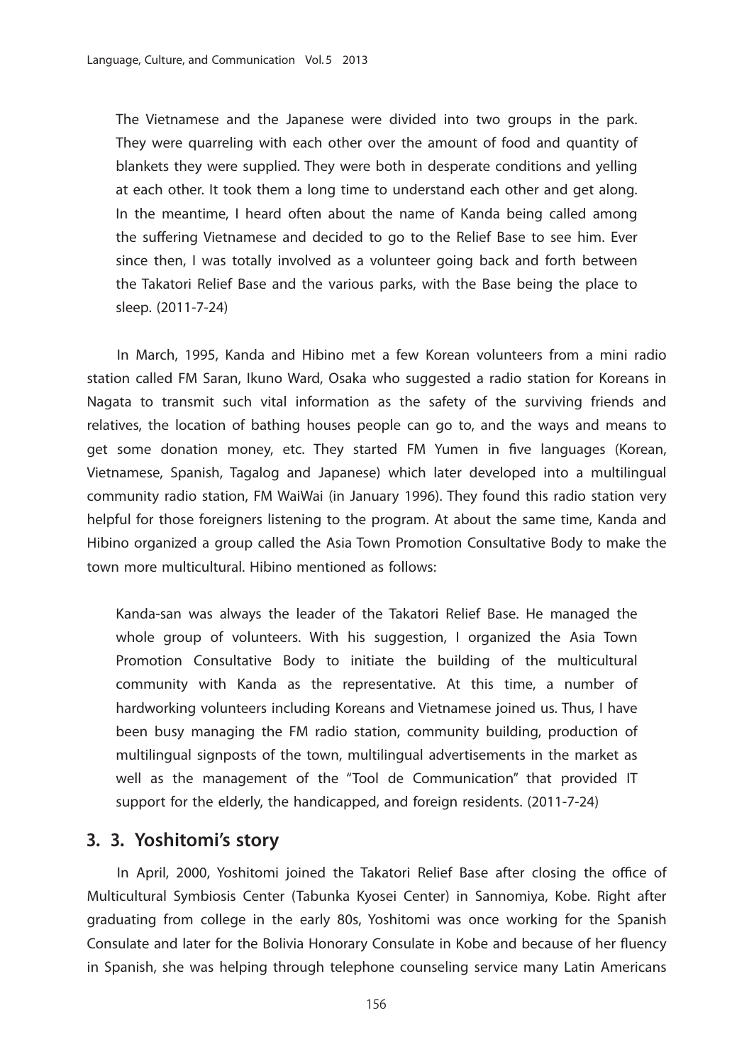> The Vietnamese and the Japanese were divided into two groups in the park. They were quarreling with each other over the amount of food and quantity of blankets they were supplied. They were both in desperate conditions and yelling at each other. It took them a long time to understand each other and get along. In the meantime, I heard often about the name of Kanda being called among the suffering Vietnamese and decided to go to the Relief Base to see him. Ever since then, I was totally involved as a volunteer going back and forth between the Takatori Relief Base and the various parks, with the Base being the place to sleep. (2011-7-24)

In March, 1995, Kanda and Hibino met a few Korean volunteers from a mini radio station called FM Saran, Ikuno Ward, Osaka who suggested a radio station for Koreans in Nagata to transmit such vital information as the safety of the surviving friends and relatives, the location of bathing houses people can go to, and the ways and means to get some donation money, etc. They started FM Yumen in five languages (Korean, Vietnamese, Spanish, Tagalog and Japanese) which later developed into a multilingual community radio station, FM WaiWai (in January 1996). They found this radio station very helpful for those foreigners listening to the program. At about the same time, Kanda and Hibino organized a group called the Asia Town Promotion Consultative Body to make the town more multicultural. Hibino mentioned as follows:

> Kanda-san was always the leader of the Takatori Relief Base. He managed the whole group of volunteers. With his suggestion, I organized the Asia Town Promotion Consultative Body to initiate the building of the multicultural community with Kanda as the representative. At this time, a number of hardworking volunteers including Koreans and Vietnamese joined us. Thus, I have been busy managing the FM radio station, community building, production of multilingual signposts of the town, multilingual advertisements in the market as well as the management of the "Tool de Communication" that provided IT support for the elderly, the handicapped, and foreign residents. (2011-7-24)

## 3. 3. Yoshitomi's story

In April, 2000, Yoshitomi joined the Takatori Relief Base after closing the office of Multicultural Symbiosis Center (Tabunka Kyosei Center) in Sannomiya, Kobe. Right after graduating from college in the early 80s, Yoshitomi was once working for the Spanish Consulate and later for the Bolivia Honorary Consulate in Kobe and because of her fluency in Spanish, she was helping through telephone counseling service many Latin Americans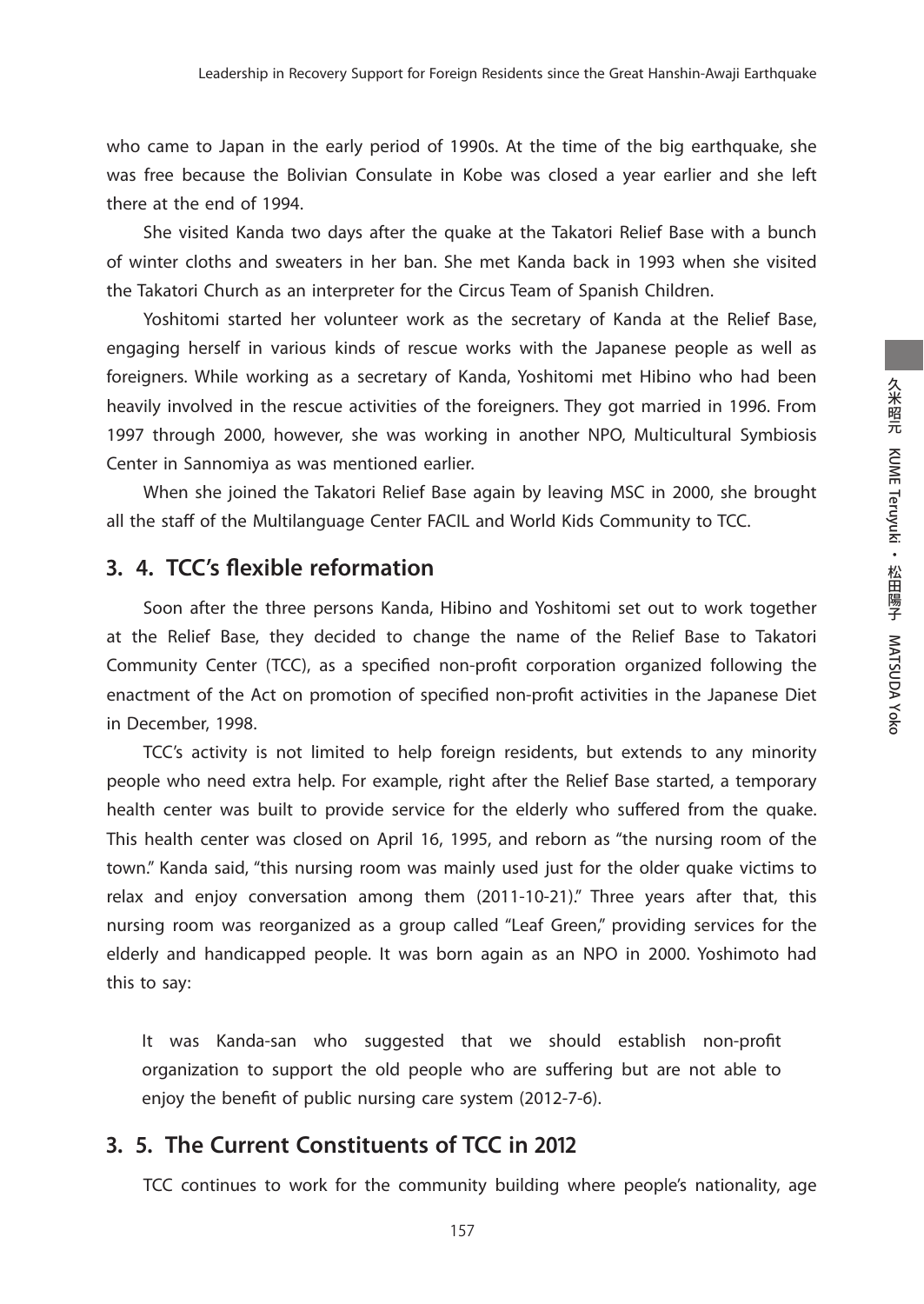who came to Japan in the early period of 1990s. At the time of the big earthquake, she was free because the Bolivian Consulate in Kobe was closed a year earlier and she left there at the end of 1994.

She visited Kanda two days after the quake at the Takatori Relief Base with a bunch of winter cloths and sweaters in her ban. She met Kanda back in 1993 when she visited the Takatori Church as an interpreter for the Circus Team of Spanish Children.

Yoshitomi started her volunteer work as the secretary of Kanda at the Relief Base, engaging herself in various kinds of rescue works with the Japanese people as well as foreigners. While working as a secretary of Kanda, Yoshitomi met Hibino who had been heavily involved in the rescue activities of the foreigners. They got married in 1996. From 1997 through 2000, however, she was working in another NPO, Multicultural Symbiosis Center in Sannomiya as was mentioned earlier.

When she joined the Takatori Relief Base again by leaving MSC in 2000, she brought all the staff of the Multilanguage Center FACIL and World Kids Community to TCC.

## 3. 4. TCC's flexible reformation

Soon after the three persons Kanda, Hibino and Yoshitomi set out to work together at the Relief Base, they decided to change the name of the Relief Base to Takatori Community Center (TCC), as a specified non-profit corporation organized following the enactment of the Act on promotion of specified non-profit activities in the Japanese Diet in December, 1998.

TCC's activity is not limited to help foreign residents, but extends to any minority people who need extra help. For example, right after the Relief Base started, a temporary health center was built to provide service for the elderly who suffered from the quake. This health center was closed on April 16, 1995, and reborn as "the nursing room of the town." Kanda said, "this nursing room was mainly used just for the older quake victims to relax and enjoy conversation among them (2011-10-21)." Three years after that, this nursing room was reorganized as a group called "Leaf Green," providing services for the elderly and handicapped people. It was born again as an NPO in 2000. Yoshimoto had this to say:

> It was Kanda-san who suggested that we should establish non-profit organization to support the old people who are suffering but are not able to enjoy the benefit of public nursing care system (2012-7-6).

## 3. 5. The Current Constituents of TCC in 2012

TCC continues to work for the community building where people's nationality, age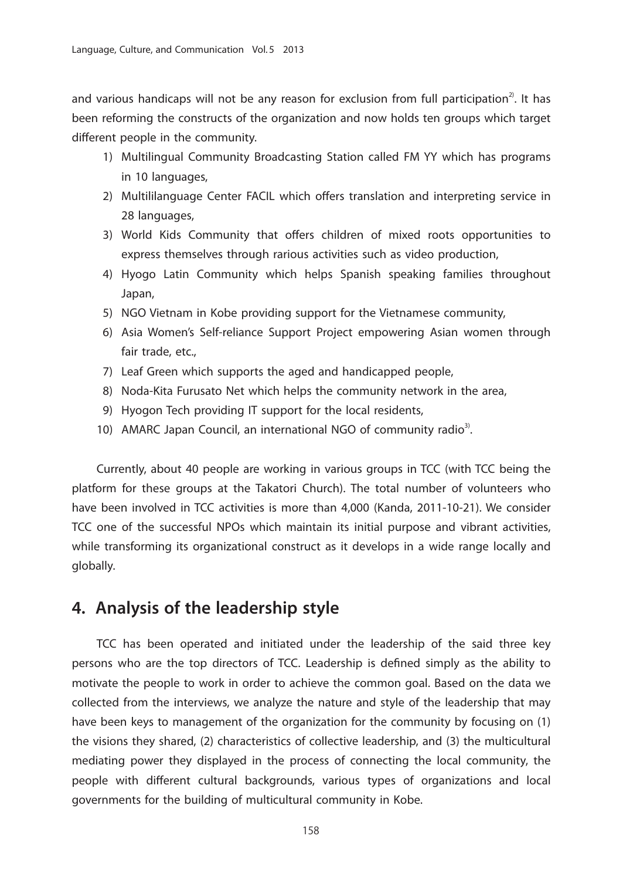and various handicaps will not be any reason for exclusion from full participation[2]. It has been reforming the constructs of the organization and now holds ten groups which target different people in the community.

1) Multilingual Community Broadcasting Station called FM YY which has programs in 10 languages,
2) Multililanguage Center FACIL which offers translation and interpreting service in 28 languages,
3) World Kids Community that offers children of mixed roots opportunities to express themselves through rarious activities such as video production,
4) Hyogo Latin Community which helps Spanish speaking families throughout Japan,
5) NGO Vietnam in Kobe providing support for the Vietnamese community,
6) Asia Women's Self-reliance Support Project empowering Asian women through fair trade, etc.,
7) Leaf Green which supports the aged and handicapped people,
8) Noda-Kita Furusato Net which helps the community network in the area,
9) Hyogon Tech providing IT support for the local residents,
10) AMARC Japan Council, an international NGO of community radio[3].

Currently, about 40 people are working in various groups in TCC (with TCC being the platform for these groups at the Takatori Church). The total number of volunteers who have been involved in TCC activities is more than 4,000 (Kanda, 2011-10-21). We consider TCC one of the successful NPOs which maintain its initial purpose and vibrant activities, while transforming its organizational construct as it develops in a wide range locally and globally.

## 4. Analysis of the leadership style

TCC has been operated and initiated under the leadership of the said three key persons who are the top directors of TCC. Leadership is defined simply as the ability to motivate the people to work in order to achieve the common goal. Based on the data we collected from the interviews, we analyze the nature and style of the leadership that may have been keys to management of the organization for the community by focusing on (1) the visions they shared, (2) characteristics of collective leadership, and (3) the multicultural mediating power they displayed in the process of connecting the local community, the people with different cultural backgrounds, various types of organizations and local governments for the building of multicultural community in Kobe.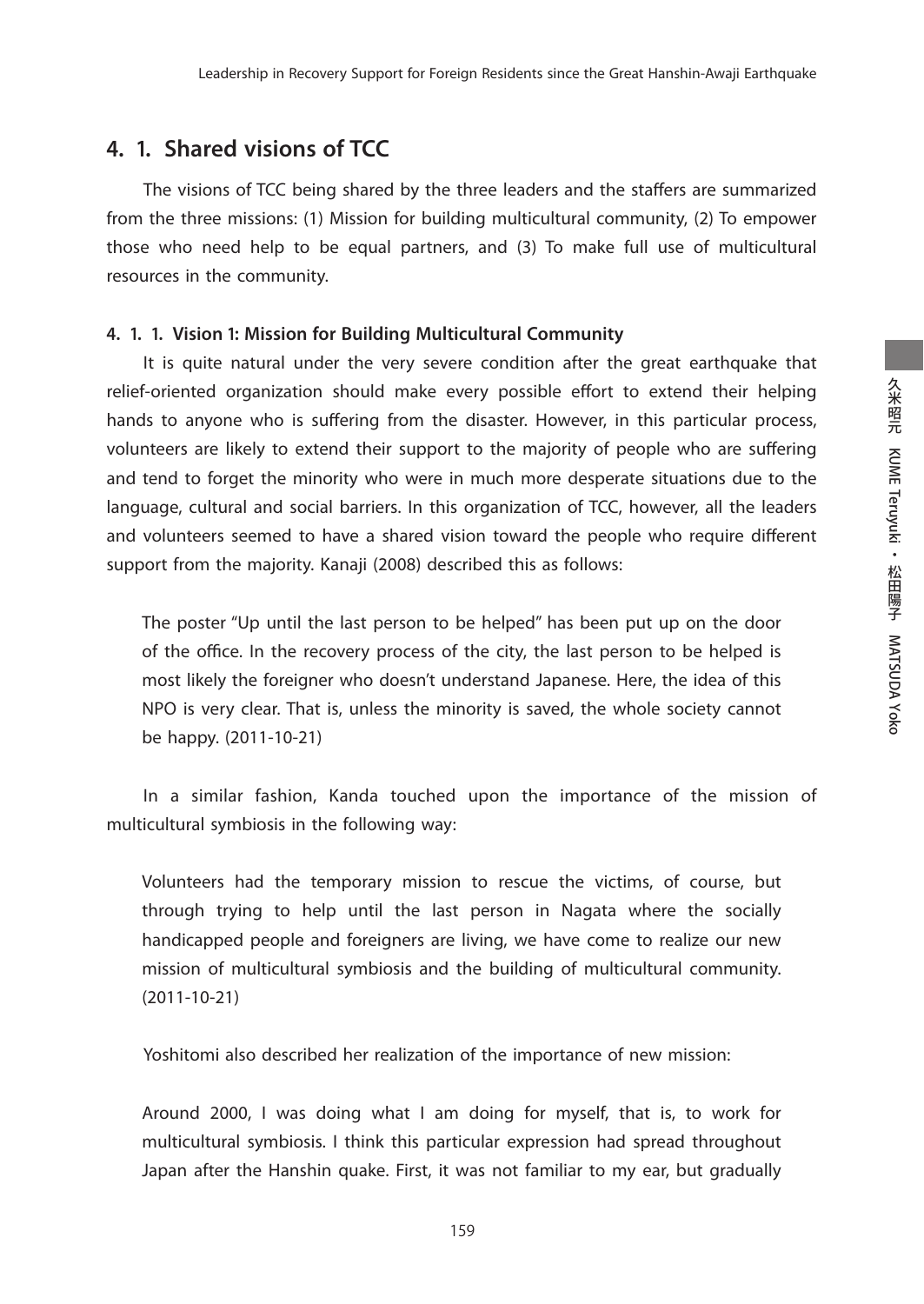## 4. 1. Shared visions of TCC

The visions of TCC being shared by the three leaders and the staffers are summarized from the three missions: (1) Mission for building multicultural community, (2) To empower those who need help to be equal partners, and (3) To make full use of multicultural resources in the community.

### 4. 1. 1. Vision 1: Mission for Building Multicultural Community

It is quite natural under the very severe condition after the great earthquake that relief-oriented organization should make every possible effort to extend their helping hands to anyone who is suffering from the disaster. However, in this particular process, volunteers are likely to extend their support to the majority of people who are suffering and tend to forget the minority who were in much more desperate situations due to the language, cultural and social barriers. In this organization of TCC, however, all the leaders and volunteers seemed to have a shared vision toward the people who require different support from the majority. Kanaji (2008) described this as follows:

> The poster "Up until the last person to be helped" has been put up on the door of the office. In the recovery process of the city, the last person to be helped is most likely the foreigner who doesn't understand Japanese. Here, the idea of this NPO is very clear. That is, unless the minority is saved, the whole society cannot be happy. (2011-10-21)

In a similar fashion, Kanda touched upon the importance of the mission of multicultural symbiosis in the following way:

> Volunteers had the temporary mission to rescue the victims, of course, but through trying to help until the last person in Nagata where the socially handicapped people and foreigners are living, we have come to realize our new mission of multicultural symbiosis and the building of multicultural community. (2011-10-21)

Yoshitomi also described her realization of the importance of new mission:

> Around 2000, I was doing what I am doing for myself, that is, to work for multicultural symbiosis. I think this particular expression had spread throughout Japan after the Hanshin quake. First, it was not familiar to my ear, but gradually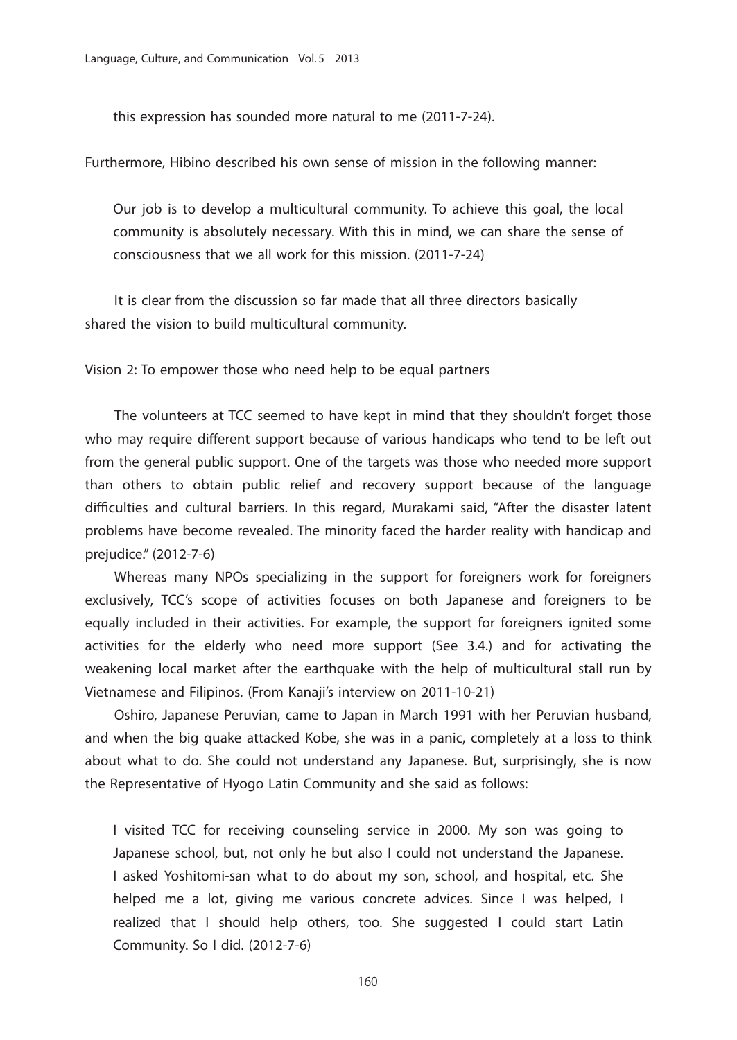this expression has sounded more natural to me (2011-7-24).

Furthermore, Hibino described his own sense of mission in the following manner:

> Our job is to develop a multicultural community. To achieve this goal, the local community is absolutely necessary. With this in mind, we can share the sense of consciousness that we all work for this mission. (2011-7-24)

It is clear from the discussion so far made that all three directors basically shared the vision to build multicultural community.

Vision 2: To empower those who need help to be equal partners

The volunteers at TCC seemed to have kept in mind that they shouldn't forget those who may require different support because of various handicaps who tend to be left out from the general public support. One of the targets was those who needed more support than others to obtain public relief and recovery support because of the language difficulties and cultural barriers. In this regard, Murakami said, "After the disaster latent problems have become revealed. The minority faced the harder reality with handicap and prejudice." (2012-7-6)

Whereas many NPOs specializing in the support for foreigners work for foreigners exclusively, TCC's scope of activities focuses on both Japanese and foreigners to be equally included in their activities. For example, the support for foreigners ignited some activities for the elderly who need more support (See 3.4.) and for activating the weakening local market after the earthquake with the help of multicultural stall run by Vietnamese and Filipinos. (From Kanaji's interview on 2011-10-21)

Oshiro, Japanese Peruvian, came to Japan in March 1991 with her Peruvian husband, and when the big quake attacked Kobe, she was in a panic, completely at a loss to think about what to do. She could not understand any Japanese. But, surprisingly, she is now the Representative of Hyogo Latin Community and she said as follows:

> I visited TCC for receiving counseling service in 2000. My son was going to Japanese school, but, not only he but also I could not understand the Japanese. I asked Yoshitomi-san what to do about my son, school, and hospital, etc. She helped me a lot, giving me various concrete advices. Since I was helped, I realized that I should help others, too. She suggested I could start Latin Community. So I did. (2012-7-6)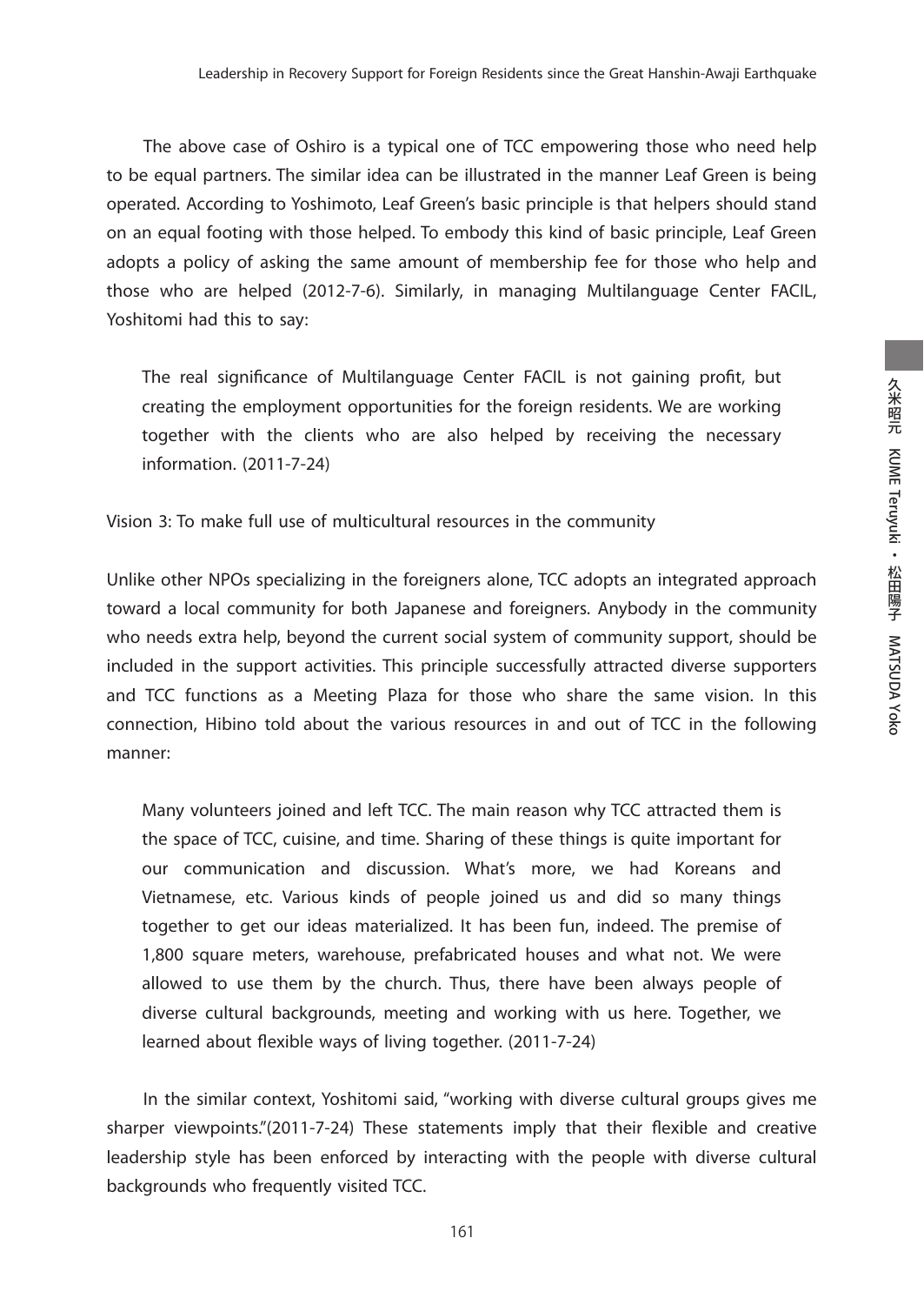The above case of Oshiro is a typical one of TCC empowering those who need help to be equal partners. The similar idea can be illustrated in the manner Leaf Green is being operated. According to Yoshimoto, Leaf Green's basic principle is that helpers should stand on an equal footing with those helped. To embody this kind of basic principle, Leaf Green adopts a policy of asking the same amount of membership fee for those who help and those who are helped (2012-7-6). Similarly, in managing Multilanguage Center FACIL, Yoshitomi had this to say:

> The real significance of Multilanguage Center FACIL is not gaining profit, but creating the employment opportunities for the foreign residents. We are working together with the clients who are also helped by receiving the necessary information. (2011-7-24)

Vision 3: To make full use of multicultural resources in the community

Unlike other NPOs specializing in the foreigners alone, TCC adopts an integrated approach toward a local community for both Japanese and foreigners. Anybody in the community who needs extra help, beyond the current social system of community support, should be included in the support activities. This principle successfully attracted diverse supporters and TCC functions as a Meeting Plaza for those who share the same vision. In this connection, Hibino told about the various resources in and out of TCC in the following manner:

> Many volunteers joined and left TCC. The main reason why TCC attracted them is the space of TCC, cuisine, and time. Sharing of these things is quite important for our communication and discussion. What's more, we had Koreans and Vietnamese, etc. Various kinds of people joined us and did so many things together to get our ideas materialized. It has been fun, indeed. The premise of 1,800 square meters, warehouse, prefabricated houses and what not. We were allowed to use them by the church. Thus, there have been always people of diverse cultural backgrounds, meeting and working with us here. Together, we learned about flexible ways of living together. (2011-7-24)

In the similar context, Yoshitomi said, "working with diverse cultural groups gives me sharper viewpoints."(2011-7-24) These statements imply that their flexible and creative leadership style has been enforced by interacting with the people with diverse cultural backgrounds who frequently visited TCC.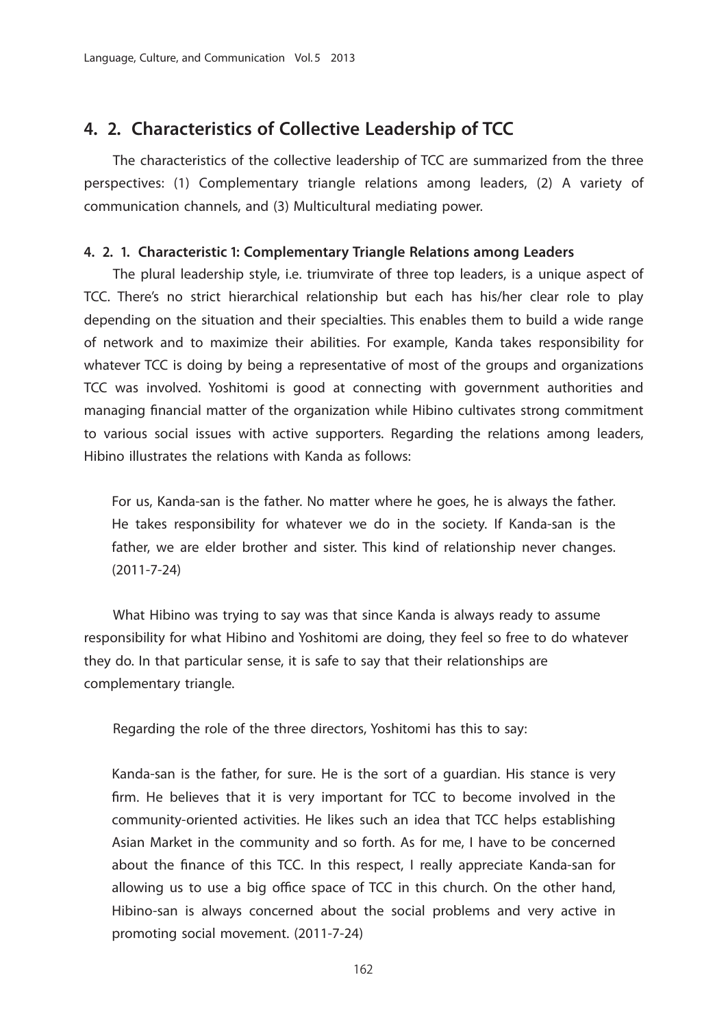## 4. 2. Characteristics of Collective Leadership of TCC

The characteristics of the collective leadership of TCC are summarized from the three perspectives: (1) Complementary triangle relations among leaders, (2) A variety of communication channels, and (3) Multicultural mediating power.

### 4. 2. 1. Characteristic 1: Complementary Triangle Relations among Leaders

The plural leadership style, i.e. triumvirate of three top leaders, is a unique aspect of TCC. There's no strict hierarchical relationship but each has his/her clear role to play depending on the situation and their specialties. This enables them to build a wide range of network and to maximize their abilities. For example, Kanda takes responsibility for whatever TCC is doing by being a representative of most of the groups and organizations TCC was involved. Yoshitomi is good at connecting with government authorities and managing financial matter of the organization while Hibino cultivates strong commitment to various social issues with active supporters. Regarding the relations among leaders, Hibino illustrates the relations with Kanda as follows:

> For us, Kanda-san is the father. No matter where he goes, he is always the father. He takes responsibility for whatever we do in the society. If Kanda-san is the father, we are elder brother and sister. This kind of relationship never changes. (2011-7-24)

What Hibino was trying to say was that since Kanda is always ready to assume responsibility for what Hibino and Yoshitomi are doing, they feel so free to do whatever they do. In that particular sense, it is safe to say that their relationships are complementary triangle.

Regarding the role of the three directors, Yoshitomi has this to say:

> Kanda-san is the father, for sure. He is the sort of a guardian. His stance is very firm. He believes that it is very important for TCC to become involved in the community-oriented activities. He likes such an idea that TCC helps establishing Asian Market in the community and so forth. As for me, I have to be concerned about the finance of this TCC. In this respect, I really appreciate Kanda-san for allowing us to use a big office space of TCC in this church. On the other hand, Hibino-san is always concerned about the social problems and very active in promoting social movement. (2011-7-24)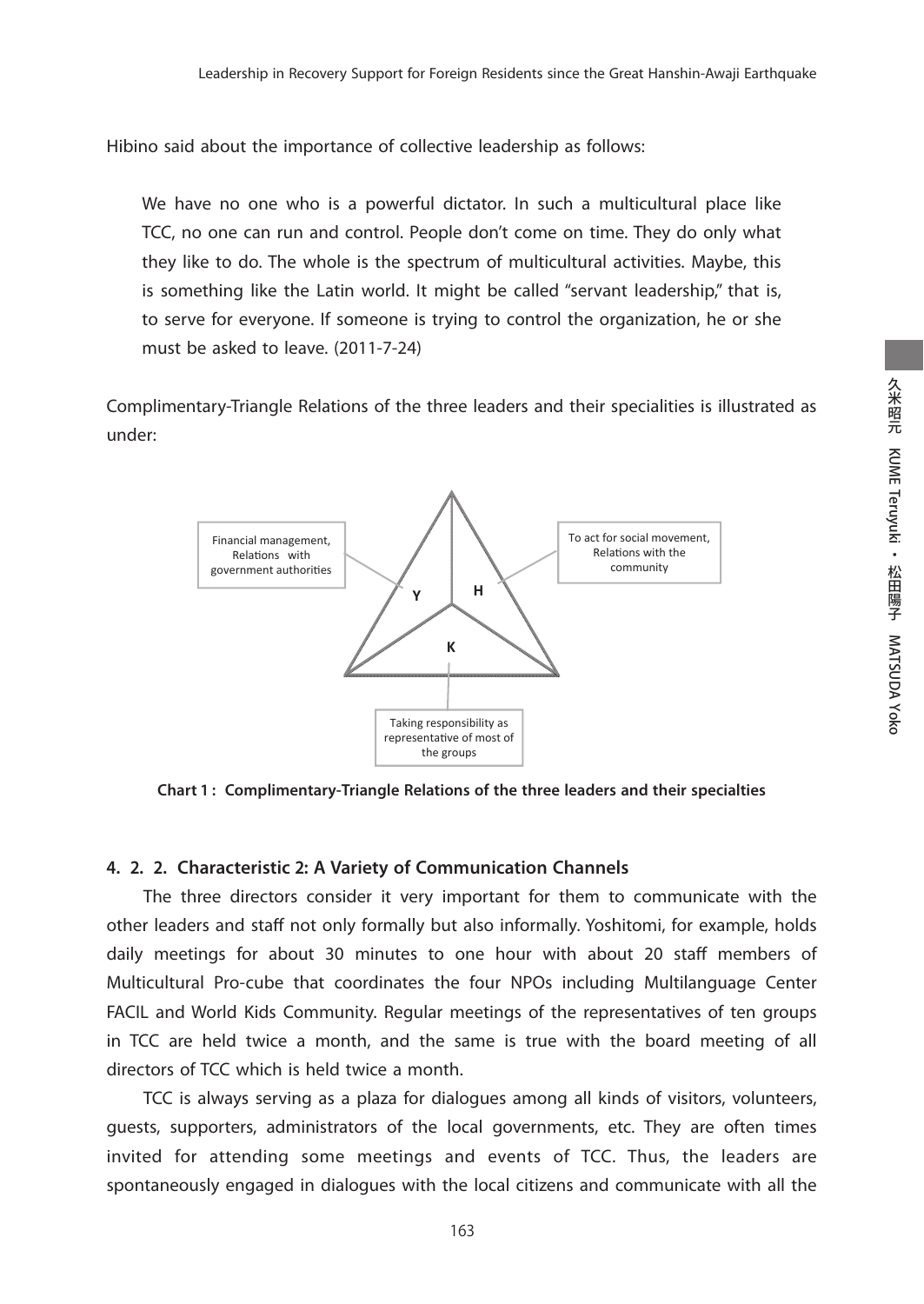Hibino said about the importance of collective leadership as follows:

> We have no one who is a powerful dictator. In such a multicultural place like TCC, no one can run and control. People don't come on time. They do only what they like to do. The whole is the spectrum of multicultural activities. Maybe, this is something like the Latin world. It might be called "servant leadership," that is, to serve for everyone. If someone is trying to control the organization, he or she must be asked to leave. (2011-7-24)

Complimentary-Triangle Relations of the three leaders and their specialities is illustrated as under:

Financial management, Relations with government authorities

To act for social movement, Relations with the community

Y

H

K

Taking responsibility as representative of most of the groups

**Chart 1 : Complimentary-Triangle Relations of the three leaders and their specialties**

#### 4. 2. 2. Characteristic 2: A Variety of Communication Channels

The three directors consider it very important for them to communicate with the other leaders and staff not only formally but also informally. Yoshitomi, for example, holds daily meetings for about 30 minutes to one hour with about 20 staff members of Multicultural Pro-cube that coordinates the four NPOs including Multilanguage Center FACIL and World Kids Community. Regular meetings of the representatives of ten groups in TCC are held twice a month, and the same is true with the board meeting of all directors of TCC which is held twice a month.

TCC is always serving as a plaza for dialogues among all kinds of visitors, volunteers, guests, supporters, administrators of the local governments, etc. They are often times invited for attending some meetings and events of TCC. Thus, the leaders are spontaneously engaged in dialogues with the local citizens and communicate with all the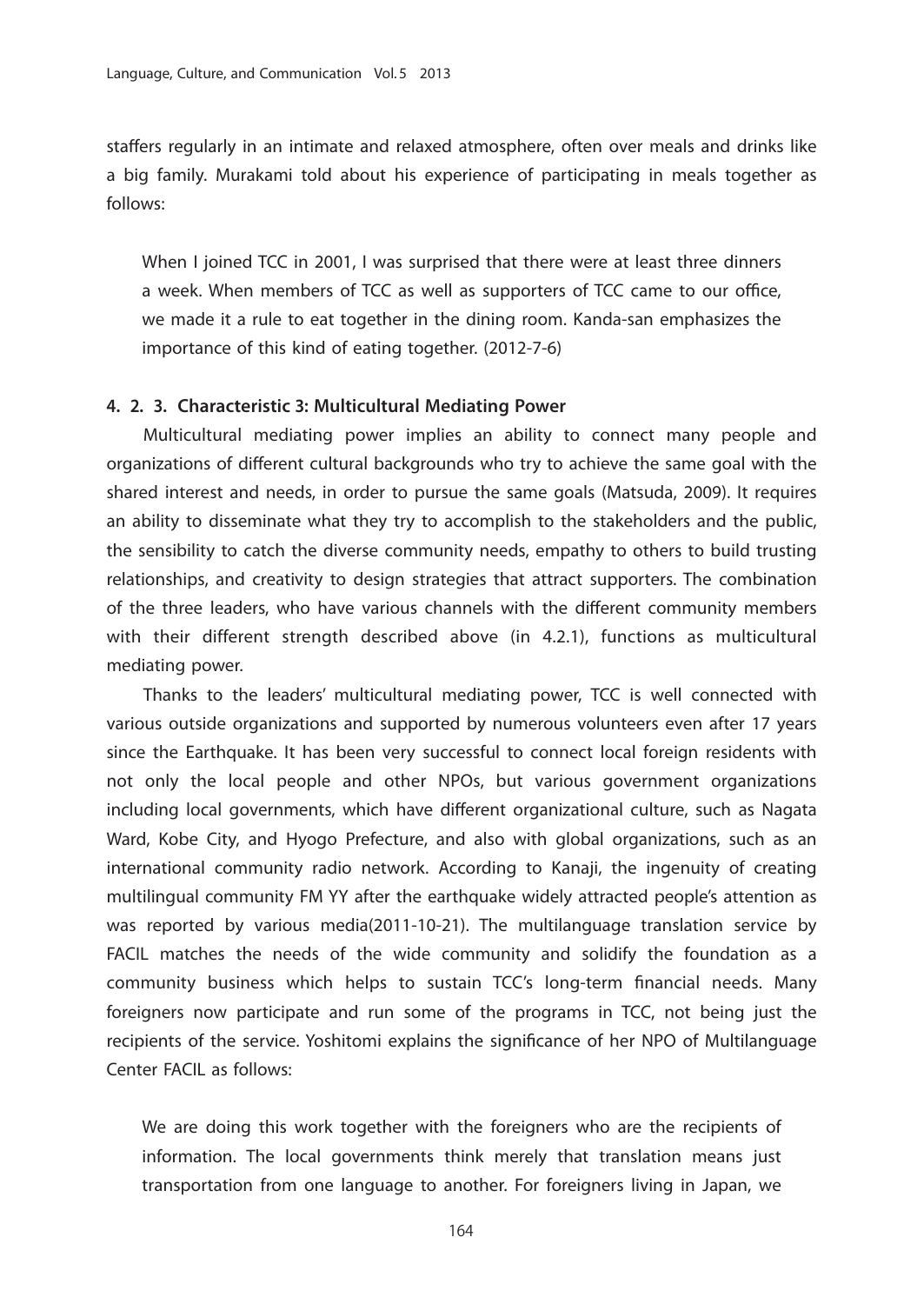staffers regularly in an intimate and relaxed atmosphere, often over meals and drinks like a big family. Murakami told about his experience of participating in meals together as follows:

> When I joined TCC in 2001, I was surprised that there were at least three dinners a week. When members of TCC as well as supporters of TCC came to our office, we made it a rule to eat together in the dining room. Kanda-san emphasizes the importance of this kind of eating together. (2012-7-6)

#### 4. 2. 3. Characteristic 3: Multicultural Mediating Power

Multicultural mediating power implies an ability to connect many people and organizations of different cultural backgrounds who try to achieve the same goal with the shared interest and needs, in order to pursue the same goals (Matsuda, 2009). It requires an ability to disseminate what they try to accomplish to the stakeholders and the public, the sensibility to catch the diverse community needs, empathy to others to build trusting relationships, and creativity to design strategies that attract supporters. The combination of the three leaders, who have various channels with the different community members with their different strength described above (in 4.2.1), functions as multicultural mediating power.

Thanks to the leaders' multicultural mediating power, TCC is well connected with various outside organizations and supported by numerous volunteers even after 17 years since the Earthquake. It has been very successful to connect local foreign residents with not only the local people and other NPOs, but various government organizations including local governments, which have different organizational culture, such as Nagata Ward, Kobe City, and Hyogo Prefecture, and also with global organizations, such as an international community radio network. According to Kanaji, the ingenuity of creating multilingual community FM YY after the earthquake widely attracted people's attention as was reported by various media(2011-10-21). The multilanguage translation service by FACIL matches the needs of the wide community and solidify the foundation as a community business which helps to sustain TCC's long-term financial needs. Many foreigners now participate and run some of the programs in TCC, not being just the recipients of the service. Yoshitomi explains the significance of her NPO of Multilanguage Center FACIL as follows:

> We are doing this work together with the foreigners who are the recipients of information. The local governments think merely that translation means just transportation from one language to another. For foreigners living in Japan, we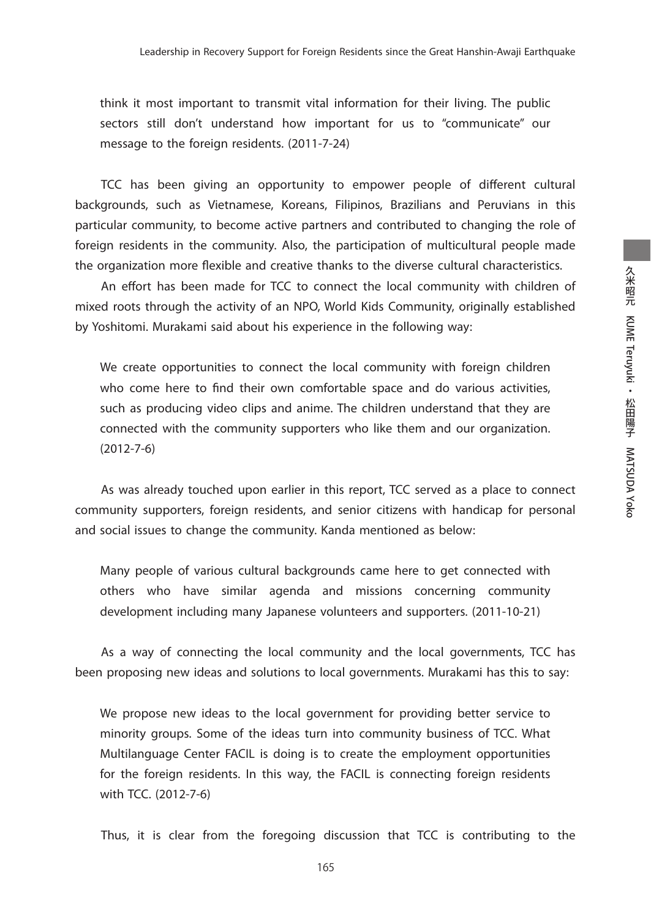> think it most important to transmit vital information for their living. The public sectors still don't understand how important for us to "communicate" our message to the foreign residents. (2011-7-24)

TCC has been giving an opportunity to empower people of different cultural backgrounds, such as Vietnamese, Koreans, Filipinos, Brazilians and Peruvians in this particular community, to become active partners and contributed to changing the role of foreign residents in the community. Also, the participation of multicultural people made the organization more flexible and creative thanks to the diverse cultural characteristics.

An effort has been made for TCC to connect the local community with children of mixed roots through the activity of an NPO, World Kids Community, originally established by Yoshitomi. Murakami said about his experience in the following way:

> We create opportunities to connect the local community with foreign children who come here to find their own comfortable space and do various activities, such as producing video clips and anime. The children understand that they are connected with the community supporters who like them and our organization. (2012-7-6)

As was already touched upon earlier in this report, TCC served as a place to connect community supporters, foreign residents, and senior citizens with handicap for personal and social issues to change the community. Kanda mentioned as below:

> Many people of various cultural backgrounds came here to get connected with others who have similar agenda and missions concerning community development including many Japanese volunteers and supporters. (2011-10-21)

As a way of connecting the local community and the local governments, TCC has been proposing new ideas and solutions to local governments. Murakami has this to say:

> We propose new ideas to the local government for providing better service to minority groups. Some of the ideas turn into community business of TCC. What Multilanguage Center FACIL is doing is to create the employment opportunities for the foreign residents. In this way, the FACIL is connecting foreign residents with TCC. (2012-7-6)

Thus, it is clear from the foregoing discussion that TCC is contributing to the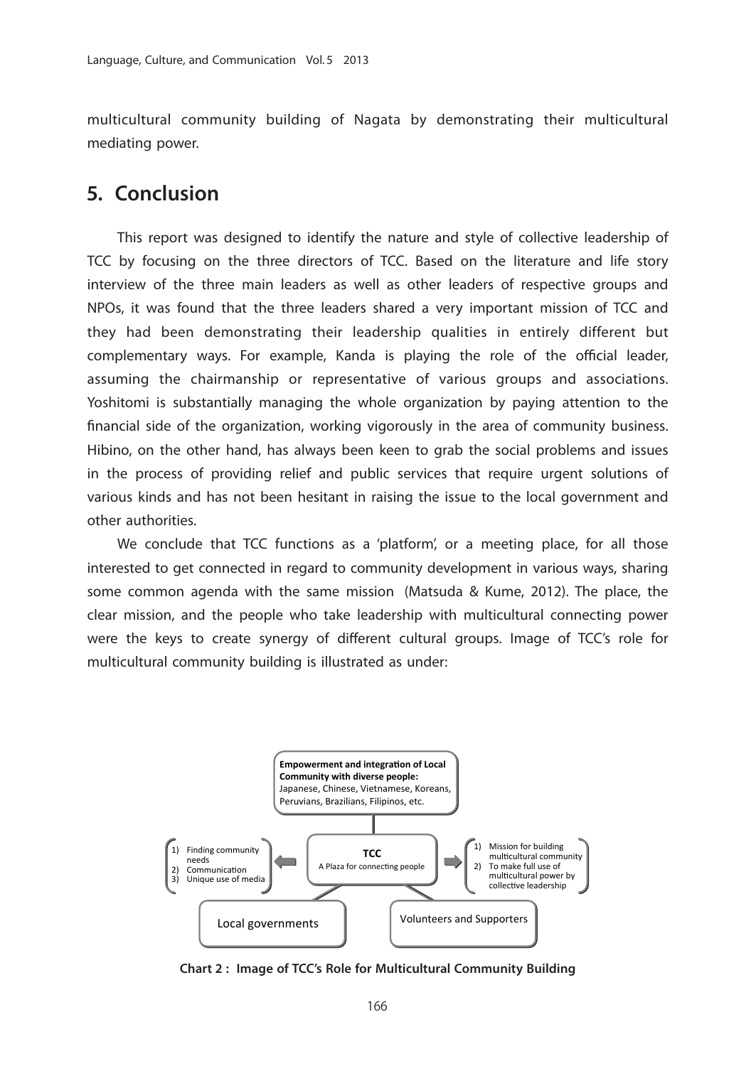multicultural community building of Nagata by demonstrating their multicultural mediating power.

## 5. Conclusion

This report was designed to identify the nature and style of collective leadership of TCC by focusing on the three directors of TCC. Based on the literature and life story interview of the three main leaders as well as other leaders of respective groups and NPOs, it was found that the three leaders shared a very important mission of TCC and they had been demonstrating their leadership qualities in entirely different but complementary ways. For example, Kanda is playing the role of the official leader, assuming the chairmanship or representative of various groups and associations. Yoshitomi is substantially managing the whole organization by paying attention to the financial side of the organization, working vigorously in the area of community business. Hibino, on the other hand, has always been keen to grab the social problems and issues in the process of providing relief and public services that require urgent solutions of various kinds and has not been hesitant in raising the issue to the local government and other authorities.

We conclude that TCC functions as a 'platform', or a meeting place, for all those interested to get connected in regard to community development in various ways, sharing some common agenda with the same mission (Matsuda & Kume, 2012). The place, the clear mission, and the people who take leadership with multicultural connecting power were the keys to create synergy of different cultural groups. Image of TCC's role for multicultural community building is illustrated as under:

**Empowerment and integration of Local Community with diverse people:** Japanese, Chinese, Vietnamese, Koreans, Peruvians, Brazilians, Filipinos, etc.

1) Finding community needs
2) Communication
3) Unique use of media

**TCC**
A Plaza for connecting people

1) Mission for building multicultural community
2) To make full use of multicultural power by collective leadership

Local governments

Volunteers and Supporters

**Chart 2 : Image of TCC's Role for Multicultural Community Building**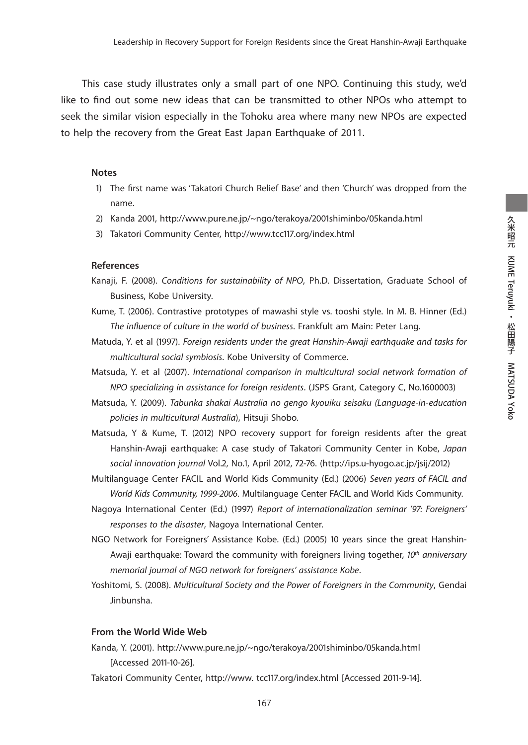This case study illustrates only a small part of one NPO. Continuing this study, we'd like to find out some new ideas that can be transmitted to other NPOs who attempt to seek the similar vision especially in the Tohoku area where many new NPOs are expected to help the recovery from the Great East Japan Earthquake of 2011.

#### Notes

1) The first name was 'Takatori Church Relief Base' and then 'Church' was dropped from the name.
2) Kanda 2001, http://www.pure.ne.jp/~ngo/terakoya/2001shiminbo/05kanda.html
3) Takatori Community Center, http://www.tcc117.org/index.html

#### References

Kanaji, F. (2008). *Conditions for sustainability of NPO*, Ph.D. Dissertation, Graduate School of Business, Kobe University.

Kume, T. (2006). Contrastive prototypes of mawashi style vs. tooshi style. In M. B. Hinner (Ed.) *The influence of culture in the world of business*. Frankfult am Main: Peter Lang.

Matuda, Y. et al (1997). *Foreign residents under the great Hanshin-Awaji earthquake and tasks for multicultural social symbiosis*. Kobe University of Commerce.

Matsuda, Y. et al (2007). *International comparison in multicultural social network formation of NPO specializing in assistance for foreign residents*. (JSPS Grant, Category C, No.1600003)

Matsuda, Y. (2009). *Tabunka shakai Australia no gengo kyouiku seisaku (Language-in-education policies in multicultural Australia)*, Hitsuji Shobo.

Matsuda, Y & Kume, T. (2012) NPO recovery support for foreign residents after the great Hanshin-Awaji earthquake: A case study of Takatori Community Center in Kobe, *Japan social innovation journal* Vol.2, No.1, April 2012, 72-76. (http://ips.u-hyogo.ac.jp/jsij/2012)

Multilanguage Center FACIL and World Kids Community (Ed.) (2006) *Seven years of FACIL and World Kids Community, 1999-2006*. Multilanguage Center FACIL and World Kids Community.

Nagoya International Center (Ed.) (1997) *Report of internationalization seminar '97: Foreigners' responses to the disaster*, Nagoya International Center.

NGO Network for Foreigners' Assistance Kobe. (Ed.) (2005) 10 years since the great Hanshin-Awaji earthquake: Toward the community with foreigners living together, *10th anniversary memorial journal of NGO network for foreigners' assistance Kobe*.

Yoshitomi, S. (2008). *Multicultural Society and the Power of Foreigners in the Community*, Gendai Jinbunsha.

#### From the World Wide Web

Kanda, Y. (2001). http://www.pure.ne.jp/~ngo/terakoya/2001shiminbo/05kanda.html [Accessed 2011-10-26].

Takatori Community Center, http://www. tcc117.org/index.html [Accessed 2011-9-14].